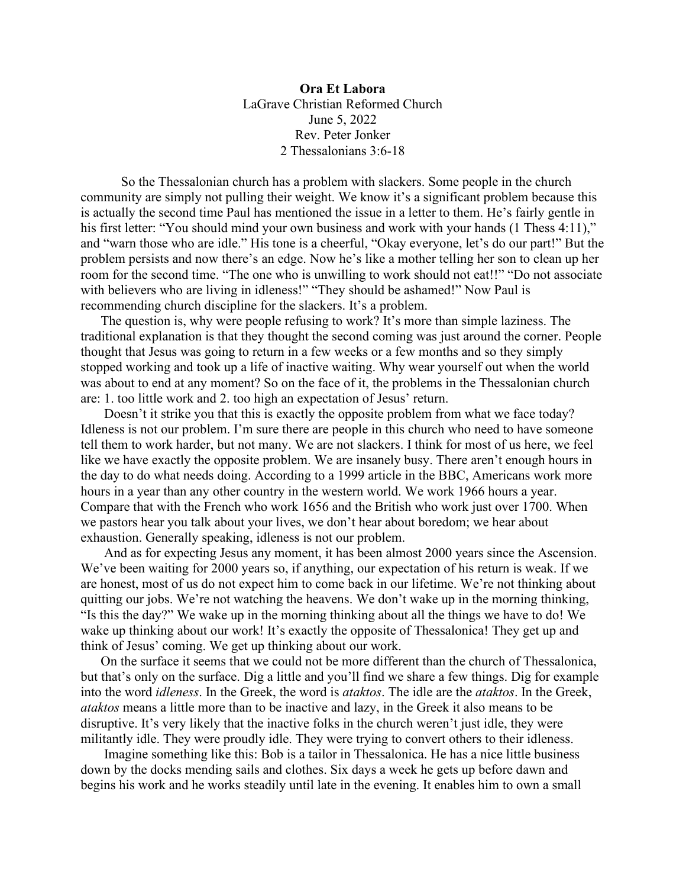**Ora Et Labora**

LaGrave Christian Reformed Church
June 5, 2022
Rev. Peter Jonker
2 Thessalonians 3:6-18

So the Thessalonian church has a problem with slackers. Some people in the church community are simply not pulling their weight. We know it's a significant problem because this is actually the second time Paul has mentioned the issue in a letter to them. He's fairly gentle in his first letter: "You should mind your own business and work with your hands (1 Thess 4:11)," and "warn those who are idle." His tone is a cheerful, "Okay everyone, let's do our part!" But the problem persists and now there's an edge. Now he's like a mother telling her son to clean up her room for the second time. "The one who is unwilling to work should not eat!!" "Do not associate with believers who are living in idleness!" "They should be ashamed!" Now Paul is recommending church discipline for the slackers. It's a problem.

The question is, why were people refusing to work? It's more than simple laziness. The traditional explanation is that they thought the second coming was just around the corner. People thought that Jesus was going to return in a few weeks or a few months and so they simply stopped working and took up a life of inactive waiting. Why wear yourself out when the world was about to end at any moment? So on the face of it, the problems in the Thessalonian church are: 1. too little work and 2. too high an expectation of Jesus' return.

Doesn't it strike you that this is exactly the opposite problem from what we face today? Idleness is not our problem. I'm sure there are people in this church who need to have someone tell them to work harder, but not many. We are not slackers. I think for most of us here, we feel like we have exactly the opposite problem. We are insanely busy. There aren't enough hours in the day to do what needs doing. According to a 1999 article in the BBC, Americans work more hours in a year than any other country in the western world. We work 1966 hours a year. Compare that with the French who work 1656 and the British who work just over 1700. When we pastors hear you talk about your lives, we don't hear about boredom; we hear about exhaustion. Generally speaking, idleness is not our problem.

And as for expecting Jesus any moment, it has been almost 2000 years since the Ascension. We've been waiting for 2000 years so, if anything, our expectation of his return is weak. If we are honest, most of us do not expect him to come back in our lifetime. We're not thinking about quitting our jobs. We're not watching the heavens. We don't wake up in the morning thinking, "Is this the day?" We wake up in the morning thinking about all the things we have to do! We wake up thinking about our work! It's exactly the opposite of Thessalonica! They get up and think of Jesus' coming. We get up thinking about our work.

On the surface it seems that we could not be more different than the church of Thessalonica, but that's only on the surface. Dig a little and you'll find we share a few things. Dig for example into the word *idleness*. In the Greek, the word is *ataktos*. The idle are the *ataktos*. In the Greek, *ataktos* means a little more than to be inactive and lazy, in the Greek it also means to be disruptive. It's very likely that the inactive folks in the church weren't just idle, they were militantly idle. They were proudly idle. They were trying to convert others to their idleness.

Imagine something like this: Bob is a tailor in Thessalonica. He has a nice little business down by the docks mending sails and clothes. Six days a week he gets up before dawn and begins his work and he works steadily until late in the evening. It enables him to own a small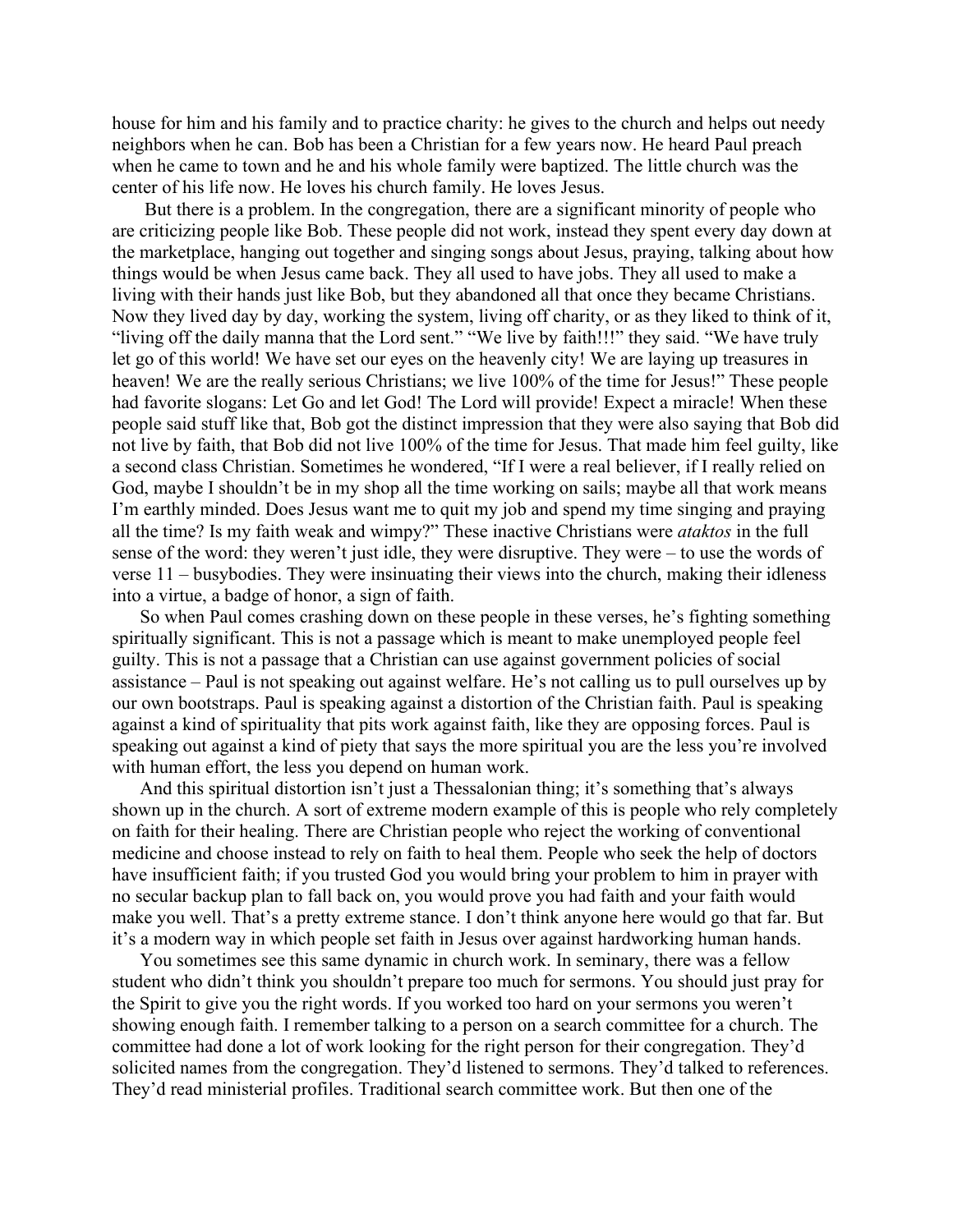house for him and his family and to practice charity: he gives to the church and helps out needy neighbors when he can. Bob has been a Christian for a few years now. He heard Paul preach when he came to town and he and his whole family were baptized. The little church was the center of his life now. He loves his church family. He loves Jesus.

But there is a problem. In the congregation, there are a significant minority of people who are criticizing people like Bob. These people did not work, instead they spent every day down at the marketplace, hanging out together and singing songs about Jesus, praying, talking about how things would be when Jesus came back. They all used to have jobs. They all used to make a living with their hands just like Bob, but they abandoned all that once they became Christians. Now they lived day by day, working the system, living off charity, or as they liked to think of it, "living off the daily manna that the Lord sent." "We live by faith!!!" they said. "We have truly let go of this world! We have set our eyes on the heavenly city! We are laying up treasures in heaven! We are the really serious Christians; we live 100% of the time for Jesus!" These people had favorite slogans: Let Go and let God! The Lord will provide! Expect a miracle! When these people said stuff like that, Bob got the distinct impression that they were also saying that Bob did not live by faith, that Bob did not live 100% of the time for Jesus. That made him feel guilty, like a second class Christian. Sometimes he wondered, "If I were a real believer, if I really relied on God, maybe I shouldn't be in my shop all the time working on sails; maybe all that work means I'm earthly minded. Does Jesus want me to quit my job and spend my time singing and praying all the time? Is my faith weak and wimpy?" These inactive Christians were *ataktos* in the full sense of the word: they weren't just idle, they were disruptive. They were – to use the words of verse 11 – busybodies. They were insinuating their views into the church, making their idleness into a virtue, a badge of honor, a sign of faith.

So when Paul comes crashing down on these people in these verses, he's fighting something spiritually significant. This is not a passage which is meant to make unemployed people feel guilty. This is not a passage that a Christian can use against government policies of social assistance – Paul is not speaking out against welfare. He's not calling us to pull ourselves up by our own bootstraps. Paul is speaking against a distortion of the Christian faith. Paul is speaking against a kind of spirituality that pits work against faith, like they are opposing forces. Paul is speaking out against a kind of piety that says the more spiritual you are the less you're involved with human effort, the less you depend on human work.

And this spiritual distortion isn't just a Thessalonian thing; it's something that's always shown up in the church. A sort of extreme modern example of this is people who rely completely on faith for their healing. There are Christian people who reject the working of conventional medicine and choose instead to rely on faith to heal them. People who seek the help of doctors have insufficient faith; if you trusted God you would bring your problem to him in prayer with no secular backup plan to fall back on, you would prove you had faith and your faith would make you well. That's a pretty extreme stance. I don't think anyone here would go that far. But it's a modern way in which people set faith in Jesus over against hardworking human hands.

You sometimes see this same dynamic in church work. In seminary, there was a fellow student who didn't think you shouldn't prepare too much for sermons. You should just pray for the Spirit to give you the right words. If you worked too hard on your sermons you weren't showing enough faith. I remember talking to a person on a search committee for a church. The committee had done a lot of work looking for the right person for their congregation. They'd solicited names from the congregation. They'd listened to sermons. They'd talked to references. They'd read ministerial profiles. Traditional search committee work. But then one of the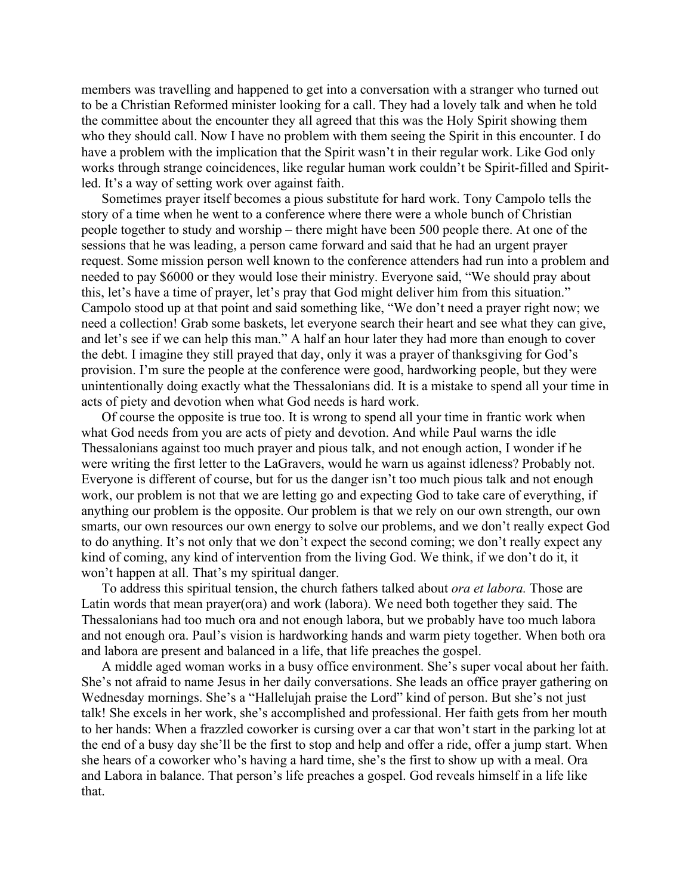members was travelling and happened to get into a conversation with a stranger who turned out to be a Christian Reformed minister looking for a call. They had a lovely talk and when he told the committee about the encounter they all agreed that this was the Holy Spirit showing them who they should call. Now I have no problem with them seeing the Spirit in this encounter. I do have a problem with the implication that the Spirit wasn't in their regular work. Like God only works through strange coincidences, like regular human work couldn't be Spirit-filled and Spirit-led. It's a way of setting work over against faith.

Sometimes prayer itself becomes a pious substitute for hard work. Tony Campolo tells the story of a time when he went to a conference where there were a whole bunch of Christian people together to study and worship – there might have been 500 people there. At one of the sessions that he was leading, a person came forward and said that he had an urgent prayer request. Some mission person well known to the conference attenders had run into a problem and needed to pay $6000 or they would lose their ministry. Everyone said, "We should pray about this, let's have a time of prayer, let's pray that God might deliver him from this situation." Campolo stood up at that point and said something like, "We don't need a prayer right now; we need a collection! Grab some baskets, let everyone search their heart and see what they can give, and let's see if we can help this man." A half an hour later they had more than enough to cover the debt. I imagine they still prayed that day, only it was a prayer of thanksgiving for God's provision. I'm sure the people at the conference were good, hardworking people, but they were unintentionally doing exactly what the Thessalonians did. It is a mistake to spend all your time in acts of piety and devotion when what God needs is hard work.

Of course the opposite is true too. It is wrong to spend all your time in frantic work when what God needs from you are acts of piety and devotion. And while Paul warns the idle Thessalonians against too much prayer and pious talk, and not enough action, I wonder if he were writing the first letter to the LaGravers, would he warn us against idleness? Probably not. Everyone is different of course, but for us the danger isn't too much pious talk and not enough work, our problem is not that we are letting go and expecting God to take care of everything, if anything our problem is the opposite. Our problem is that we rely on our own strength, our own smarts, our own resources our own energy to solve our problems, and we don't really expect God to do anything. It's not only that we don't expect the second coming; we don't really expect any kind of coming, any kind of intervention from the living God. We think, if we don't do it, it won't happen at all. That's my spiritual danger.

To address this spiritual tension, the church fathers talked about *ora et labora.* Those are Latin words that mean prayer(ora) and work (labora). We need both together they said. The Thessalonians had too much ora and not enough labora, but we probably have too much labora and not enough ora. Paul's vision is hardworking hands and warm piety together. When both ora and labora are present and balanced in a life, that life preaches the gospel.

A middle aged woman works in a busy office environment. She's super vocal about her faith. She's not afraid to name Jesus in her daily conversations. She leads an office prayer gathering on Wednesday mornings. She's a "Hallelujah praise the Lord" kind of person. But she's not just talk! She excels in her work, she's accomplished and professional. Her faith gets from her mouth to her hands: When a frazzled coworker is cursing over a car that won't start in the parking lot at the end of a busy day she'll be the first to stop and help and offer a ride, offer a jump start. When she hears of a coworker who's having a hard time, she's the first to show up with a meal. Ora and Labora in balance. That person's life preaches a gospel. God reveals himself in a life like that.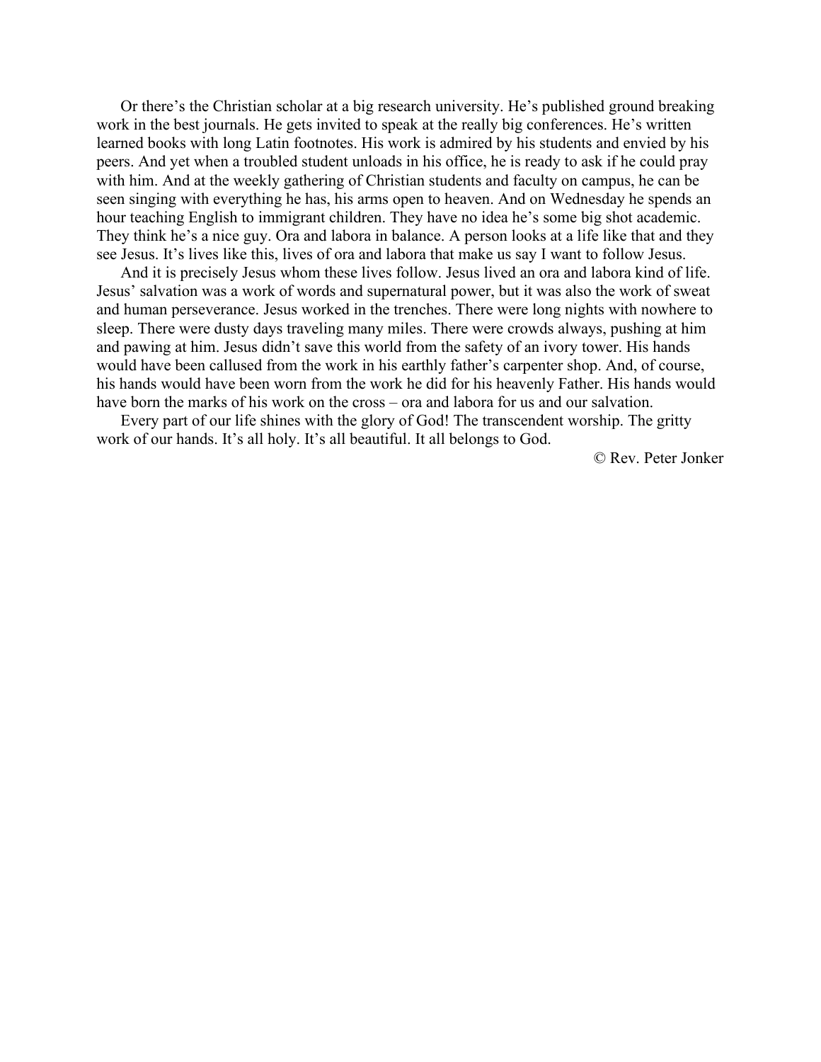Or there's the Christian scholar at a big research university. He's published ground breaking work in the best journals. He gets invited to speak at the really big conferences. He's written learned books with long Latin footnotes. His work is admired by his students and envied by his peers. And yet when a troubled student unloads in his office, he is ready to ask if he could pray with him. And at the weekly gathering of Christian students and faculty on campus, he can be seen singing with everything he has, his arms open to heaven. And on Wednesday he spends an hour teaching English to immigrant children. They have no idea he's some big shot academic. They think he's a nice guy. Ora and labora in balance. A person looks at a life like that and they see Jesus. It's lives like this, lives of ora and labora that make us say I want to follow Jesus.

And it is precisely Jesus whom these lives follow. Jesus lived an ora and labora kind of life. Jesus' salvation was a work of words and supernatural power, but it was also the work of sweat and human perseverance. Jesus worked in the trenches. There were long nights with nowhere to sleep. There were dusty days traveling many miles. There were crowds always, pushing at him and pawing at him. Jesus didn't save this world from the safety of an ivory tower. His hands would have been callused from the work in his earthly father's carpenter shop. And, of course, his hands would have been worn from the work he did for his heavenly Father. His hands would have born the marks of his work on the cross – ora and labora for us and our salvation.

Every part of our life shines with the glory of God! The transcendent worship. The gritty work of our hands. It's all holy. It's all beautiful. It all belongs to God.

© Rev. Peter Jonker